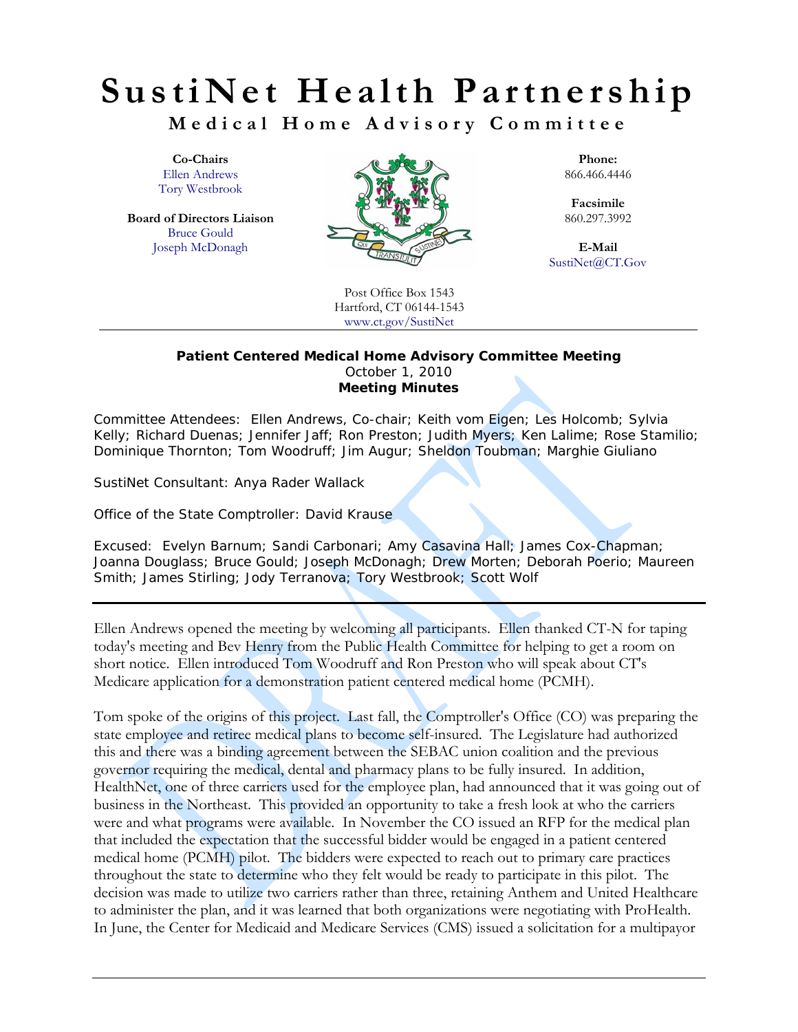# SustiNet Health Partnership

## Medical Home Advisory Committee

**Co-Chairs**
Ellen Andrews
Tory Westbrook

**Board of Directors Liaison**
Bruce Gould
Joseph McDonagh

**Phone:**
866.466.4446

**Facsimile**
860.297.3992

**E-Mail**
SustiNet@CT.Gov

Post Office Box 1543
Hartford, CT 06144-1543
www.ct.gov/SustiNet

---

**Patient Centered Medical Home Advisory Committee Meeting**
October 1, 2010
**Meeting Minutes**

Committee Attendees: Ellen Andrews, Co-chair; Keith vom Eigen; Les Holcomb; Sylvia Kelly; Richard Duenas; Jennifer Jaff; Ron Preston; Judith Myers; Ken Lalime; Rose Stamilio; Dominique Thornton; Tom Woodruff; Jim Augur; Sheldon Toubman; Marghie Giuliano

SustiNet Consultant: Anya Rader Wallack

Office of the State Comptroller: David Krause

Excused: Evelyn Barnum; Sandi Carbonari; Amy Casavina Hall; James Cox-Chapman; Joanna Douglass; Bruce Gould; Joseph McDonagh; Drew Morten; Deborah Poerio; Maureen Smith; James Stirling; Jody Terranova; Tory Westbrook; Scott Wolf

---

Ellen Andrews opened the meeting by welcoming all participants. Ellen thanked CT-N for taping today's meeting and Bev Henry from the Public Health Committee for helping to get a room on short notice. Ellen introduced Tom Woodruff and Ron Preston who will speak about CT's Medicare application for a demonstration patient centered medical home (PCMH).

Tom spoke of the origins of this project. Last fall, the Comptroller's Office (CO) was preparing the state employee and retiree medical plans to become self-insured. The Legislature had authorized this and there was a binding agreement between the SEBAC union coalition and the previous governor requiring the medical, dental and pharmacy plans to be fully insured. In addition, HealthNet, one of three carriers used for the employee plan, had announced that it was going out of business in the Northeast. This provided an opportunity to take a fresh look at who the carriers were and what programs were available. In November the CO issued an RFP for the medical plan that included the expectation that the successful bidder would be engaged in a patient centered medical home (PCMH) pilot. The bidders were expected to reach out to primary care practices throughout the state to determine who they felt would be ready to participate in this pilot. The decision was made to utilize two carriers rather than three, retaining Anthem and United Healthcare to administer the plan, and it was learned that both organizations were negotiating with ProHealth. In June, the Center for Medicaid and Medicare Services (CMS) issued a solicitation for a multipayor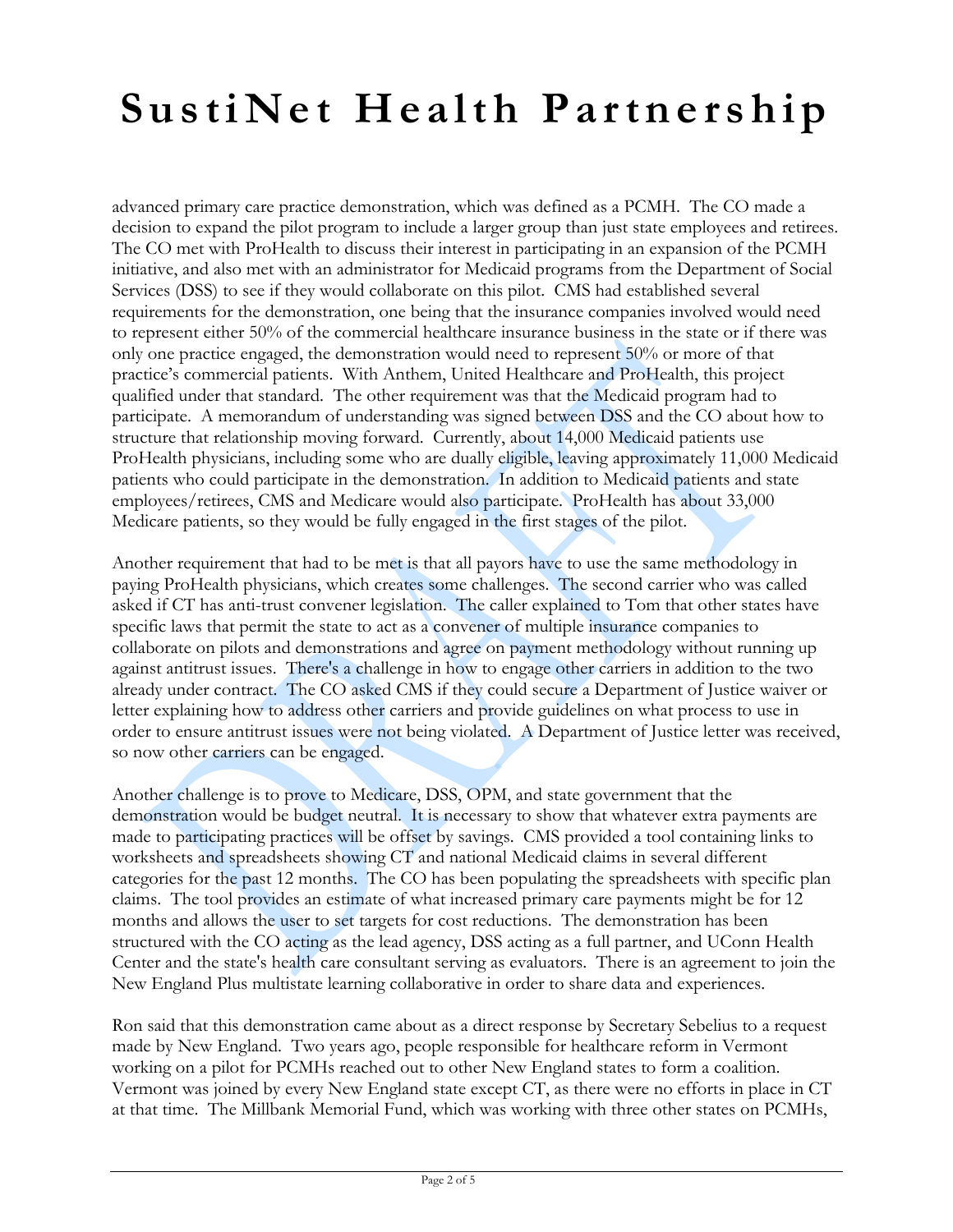advanced primary care practice demonstration, which was defined as a PCMH. The CO made a decision to expand the pilot program to include a larger group than just state employees and retirees. The CO met with ProHealth to discuss their interest in participating in an expansion of the PCMH initiative, and also met with an administrator for Medicaid programs from the Department of Social Services (DSS) to see if they would collaborate on this pilot. CMS had established several requirements for the demonstration, one being that the insurance companies involved would need to represent either 50% of the commercial healthcare insurance business in the state or if there was only one practice engaged, the demonstration would need to represent 50% or more of that practice's commercial patients. With Anthem, United Healthcare and ProHealth, this project qualified under that standard. The other requirement was that the Medicaid program had to participate. A memorandum of understanding was signed between DSS and the CO about how to structure that relationship moving forward. Currently, about 14,000 Medicaid patients use ProHealth physicians, including some who are dually eligible, leaving approximately 11,000 Medicaid patients who could participate in the demonstration. In addition to Medicaid patients and state employees/retirees, CMS and Medicare would also participate. ProHealth has about 33,000 Medicare patients, so they would be fully engaged in the first stages of the pilot.

Another requirement that had to be met is that all payors have to use the same methodology in paying ProHealth physicians, which creates some challenges. The second carrier who was called asked if CT has anti-trust convener legislation. The caller explained to Tom that other states have specific laws that permit the state to act as a convener of multiple insurance companies to collaborate on pilots and demonstrations and agree on payment methodology without running up against antitrust issues. There's a challenge in how to engage other carriers in addition to the two already under contract. The CO asked CMS if they could secure a Department of Justice waiver or letter explaining how to address other carriers and provide guidelines on what process to use in order to ensure antitrust issues were not being violated. A Department of Justice letter was received, so now other carriers can be engaged.

Another challenge is to prove to Medicare, DSS, OPM, and state government that the demonstration would be budget neutral. It is necessary to show that whatever extra payments are made to participating practices will be offset by savings. CMS provided a tool containing links to worksheets and spreadsheets showing CT and national Medicaid claims in several different categories for the past 12 months. The CO has been populating the spreadsheets with specific plan claims. The tool provides an estimate of what increased primary care payments might be for 12 months and allows the user to set targets for cost reductions. The demonstration has been structured with the CO acting as the lead agency, DSS acting as a full partner, and UConn Health Center and the state's health care consultant serving as evaluators. There is an agreement to join the New England Plus multistate learning collaborative in order to share data and experiences.

Ron said that this demonstration came about as a direct response by Secretary Sebelius to a request made by New England. Two years ago, people responsible for healthcare reform in Vermont working on a pilot for PCMHs reached out to other New England states to form a coalition. Vermont was joined by every New England state except CT, as there were no efforts in place in CT at that time. The Millbank Memorial Fund, which was working with three other states on PCMHs,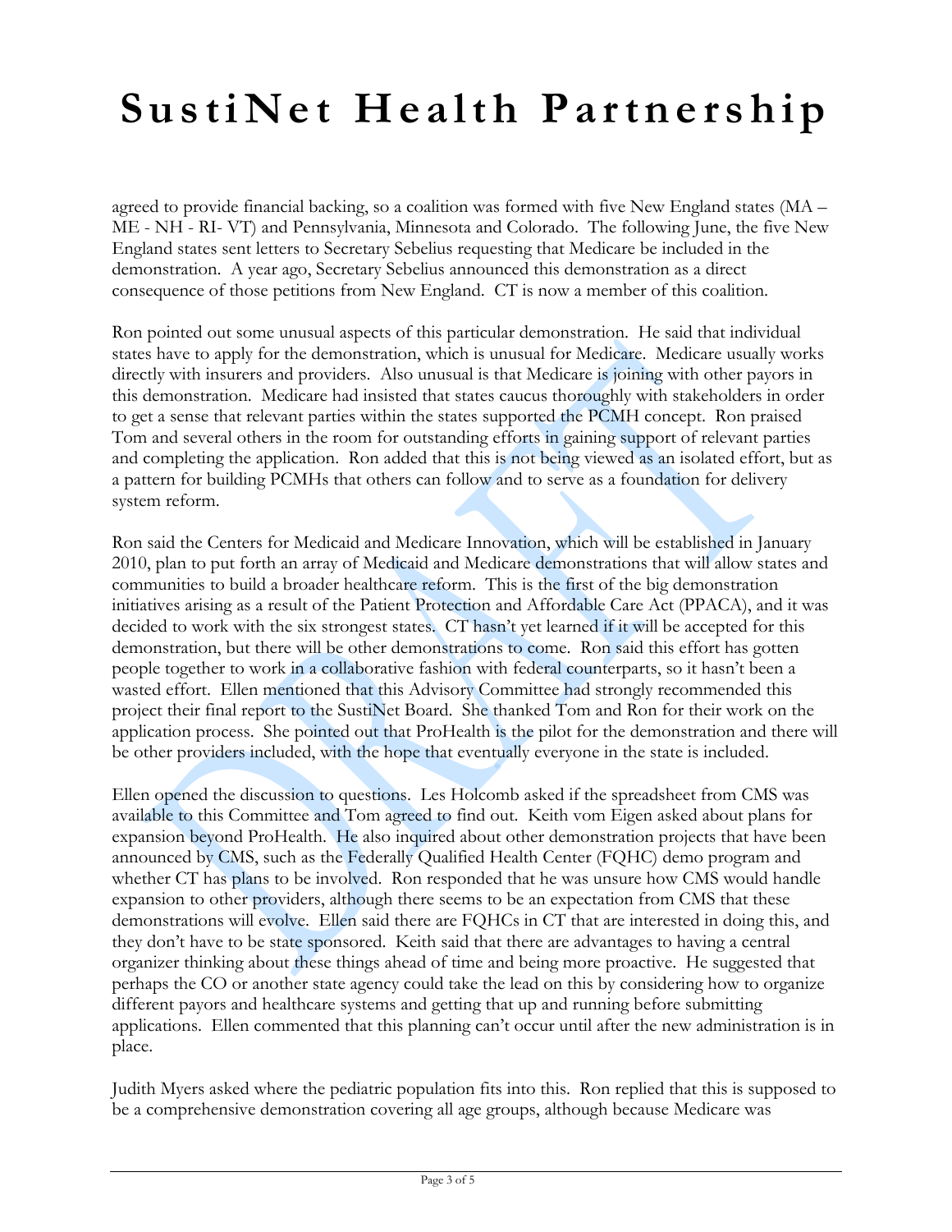agreed to provide financial backing, so a coalition was formed with five New England states (MA – ME - NH - RI- VT) and Pennsylvania, Minnesota and Colorado. The following June, the five New England states sent letters to Secretary Sebelius requesting that Medicare be included in the demonstration. A year ago, Secretary Sebelius announced this demonstration as a direct consequence of those petitions from New England. CT is now a member of this coalition.

Ron pointed out some unusual aspects of this particular demonstration. He said that individual states have to apply for the demonstration, which is unusual for Medicare. Medicare usually works directly with insurers and providers. Also unusual is that Medicare is joining with other payors in this demonstration. Medicare had insisted that states caucus thoroughly with stakeholders in order to get a sense that relevant parties within the states supported the PCMH concept. Ron praised Tom and several others in the room for outstanding efforts in gaining support of relevant parties and completing the application. Ron added that this is not being viewed as an isolated effort, but as a pattern for building PCMHs that others can follow and to serve as a foundation for delivery system reform.

Ron said the Centers for Medicaid and Medicare Innovation, which will be established in January 2010, plan to put forth an array of Medicaid and Medicare demonstrations that will allow states and communities to build a broader healthcare reform. This is the first of the big demonstration initiatives arising as a result of the Patient Protection and Affordable Care Act (PPACA), and it was decided to work with the six strongest states. CT hasn't yet learned if it will be accepted for this demonstration, but there will be other demonstrations to come. Ron said this effort has gotten people together to work in a collaborative fashion with federal counterparts, so it hasn't been a wasted effort. Ellen mentioned that this Advisory Committee had strongly recommended this project their final report to the SustiNet Board. She thanked Tom and Ron for their work on the application process. She pointed out that ProHealth is the pilot for the demonstration and there will be other providers included, with the hope that eventually everyone in the state is included.

Ellen opened the discussion to questions. Les Holcomb asked if the spreadsheet from CMS was available to this Committee and Tom agreed to find out. Keith vom Eigen asked about plans for expansion beyond ProHealth. He also inquired about other demonstration projects that have been announced by CMS, such as the Federally Qualified Health Center (FQHC) demo program and whether CT has plans to be involved. Ron responded that he was unsure how CMS would handle expansion to other providers, although there seems to be an expectation from CMS that these demonstrations will evolve. Ellen said there are FQHCs in CT that are interested in doing this, and they don't have to be state sponsored. Keith said that there are advantages to having a central organizer thinking about these things ahead of time and being more proactive. He suggested that perhaps the CO or another state agency could take the lead on this by considering how to organize different payors and healthcare systems and getting that up and running before submitting applications. Ellen commented that this planning can't occur until after the new administration is in place.

Judith Myers asked where the pediatric population fits into this. Ron replied that this is supposed to be a comprehensive demonstration covering all age groups, although because Medicare was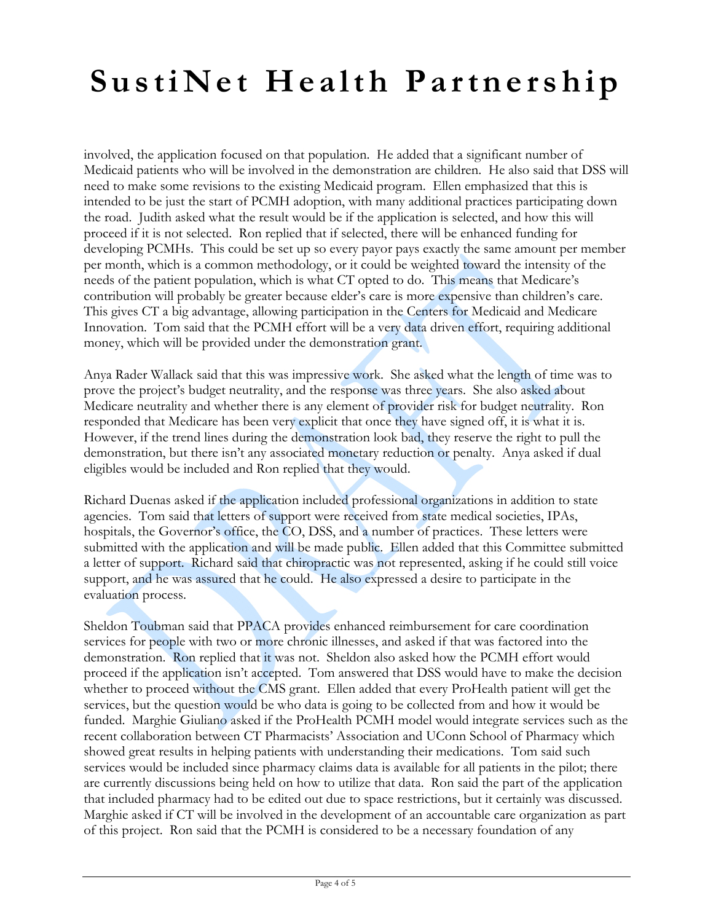involved, the application focused on that population. He added that a significant number of Medicaid patients who will be involved in the demonstration are children. He also said that DSS will need to make some revisions to the existing Medicaid program. Ellen emphasized that this is intended to be just the start of PCMH adoption, with many additional practices participating down the road. Judith asked what the result would be if the application is selected, and how this will proceed if it is not selected. Ron replied that if selected, there will be enhanced funding for developing PCMHs. This could be set up so every payor pays exactly the same amount per member per month, which is a common methodology, or it could be weighted toward the intensity of the needs of the patient population, which is what CT opted to do. This means that Medicare's contribution will probably be greater because elder's care is more expensive than children's care. This gives CT a big advantage, allowing participation in the Centers for Medicaid and Medicare Innovation. Tom said that the PCMH effort will be a very data driven effort, requiring additional money, which will be provided under the demonstration grant.

Anya Rader Wallack said that this was impressive work. She asked what the length of time was to prove the project's budget neutrality, and the response was three years. She also asked about Medicare neutrality and whether there is any element of provider risk for budget neutrality. Ron responded that Medicare has been very explicit that once they have signed off, it is what it is. However, if the trend lines during the demonstration look bad, they reserve the right to pull the demonstration, but there isn't any associated monetary reduction or penalty. Anya asked if dual eligibles would be included and Ron replied that they would.

Richard Duenas asked if the application included professional organizations in addition to state agencies. Tom said that letters of support were received from state medical societies, IPAs, hospitals, the Governor's office, the CO, DSS, and a number of practices. These letters were submitted with the application and will be made public. Ellen added that this Committee submitted a letter of support. Richard said that chiropractic was not represented, asking if he could still voice support, and he was assured that he could. He also expressed a desire to participate in the evaluation process.

Sheldon Toubman said that PPACA provides enhanced reimbursement for care coordination services for people with two or more chronic illnesses, and asked if that was factored into the demonstration. Ron replied that it was not. Sheldon also asked how the PCMH effort would proceed if the application isn't accepted. Tom answered that DSS would have to make the decision whether to proceed without the CMS grant. Ellen added that every ProHealth patient will get the services, but the question would be who data is going to be collected from and how it would be funded. Marghie Giuliano asked if the ProHealth PCMH model would integrate services such as the recent collaboration between CT Pharmacists' Association and UConn School of Pharmacy which showed great results in helping patients with understanding their medications. Tom said such services would be included since pharmacy claims data is available for all patients in the pilot; there are currently discussions being held on how to utilize that data. Ron said the part of the application that included pharmacy had to be edited out due to space restrictions, but it certainly was discussed. Marghie asked if CT will be involved in the development of an accountable care organization as part of this project. Ron said that the PCMH is considered to be a necessary foundation of any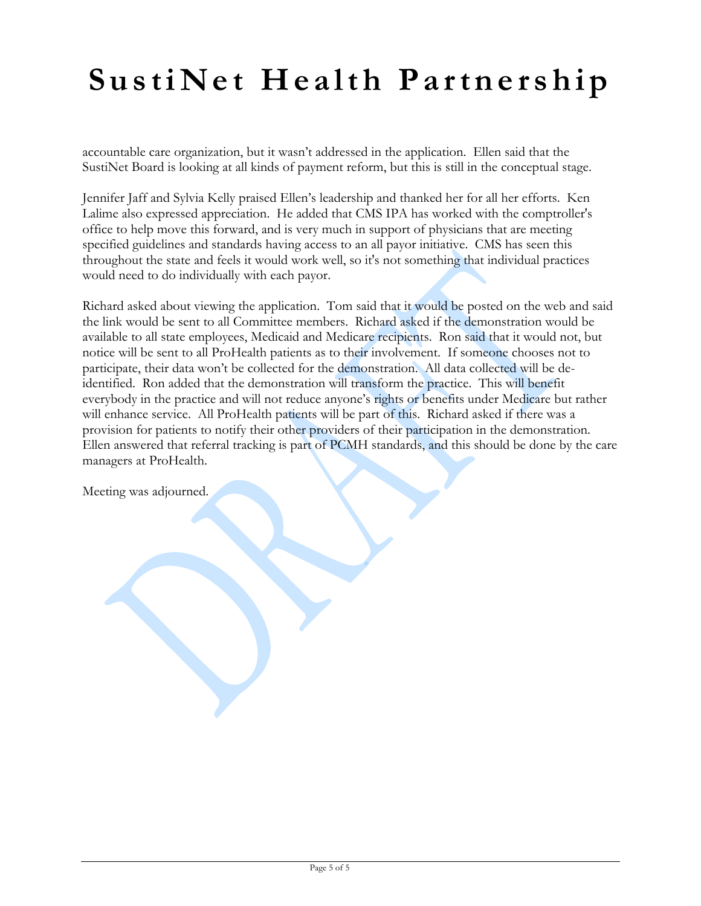accountable care organization, but it wasn't addressed in the application. Ellen said that the SustiNet Board is looking at all kinds of payment reform, but this is still in the conceptual stage.

Jennifer Jaff and Sylvia Kelly praised Ellen's leadership and thanked her for all her efforts. Ken Lalime also expressed appreciation. He added that CMS IPA has worked with the comptroller's office to help move this forward, and is very much in support of physicians that are meeting specified guidelines and standards having access to an all payor initiative. CMS has seen this throughout the state and feels it would work well, so it's not something that individual practices would need to do individually with each payor.

Richard asked about viewing the application. Tom said that it would be posted on the web and said the link would be sent to all Committee members. Richard asked if the demonstration would be available to all state employees, Medicaid and Medicare recipients. Ron said that it would not, but notice will be sent to all ProHealth patients as to their involvement. If someone chooses not to participate, their data won't be collected for the demonstration. All data collected will be de-identified. Ron added that the demonstration will transform the practice. This will benefit everybody in the practice and will not reduce anyone's rights or benefits under Medicare but rather will enhance service. All ProHealth patients will be part of this. Richard asked if there was a provision for patients to notify their other providers of their participation in the demonstration. Ellen answered that referral tracking is part of PCMH standards, and this should be done by the care managers at ProHealth.

Meeting was adjourned.